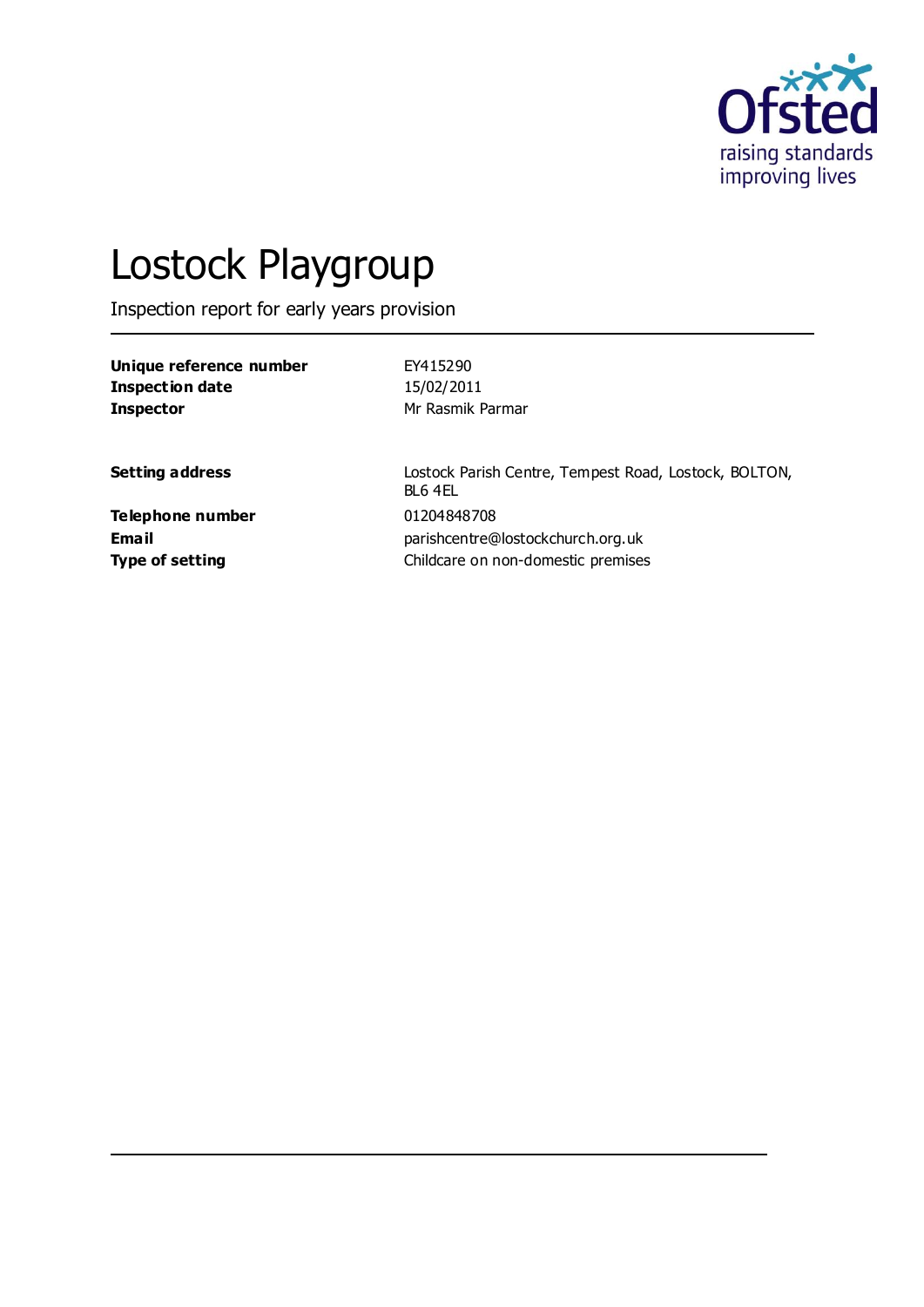# Lostock Playgroup

Inspection report for early years provision

| | |
|---|---|
| **Unique reference number** | EY415290 |
| **Inspection date** | 15/02/2011 |
| **Inspector** | Mr Rasmik Parmar |
| | |
| **Setting address** | Lostock Parish Centre, Tempest Road, Lostock, BOLTON, BL6 4EL |
| **Telephone number** | 01204848708 |
| **Email** | parishcentre@lostockchurch.org.uk |
| **Type of setting** | Childcare on non-domestic premises |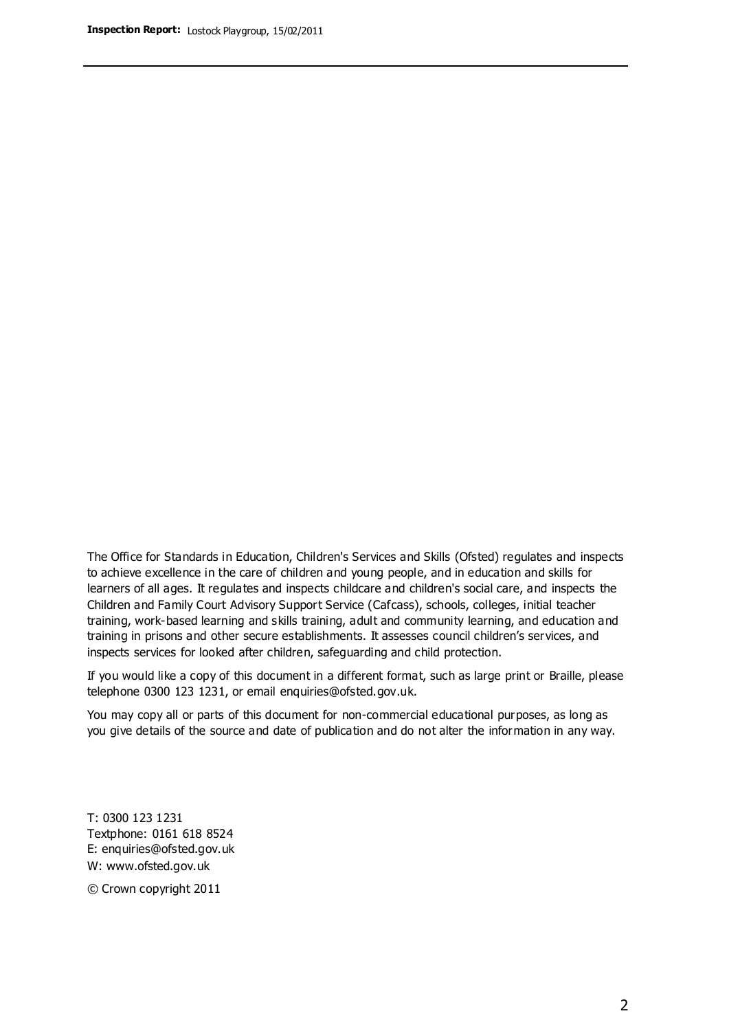The Office for Standards in Education, Children's Services and Skills (Ofsted) regulates and inspects to achieve excellence in the care of children and young people, and in education and skills for learners of all ages. It regulates and inspects childcare and children's social care, and inspects the Children and Family Court Advisory Support Service (Cafcass), schools, colleges, initial teacher training, work-based learning and skills training, adult and community learning, and education and training in prisons and other secure establishments. It assesses council children's services, and inspects services for looked after children, safeguarding and child protection.

If you would like a copy of this document in a different format, such as large print or Braille, please telephone 0300 123 1231, or email enquiries@ofsted.gov.uk.

You may copy all or parts of this document for non-commercial educational purposes, as long as you give details of the source and date of publication and do not alter the information in any way.

T: 0300 123 1231
Textphone: 0161 618 8524
E: enquiries@ofsted.gov.uk
W: www.ofsted.gov.uk

© Crown copyright 2011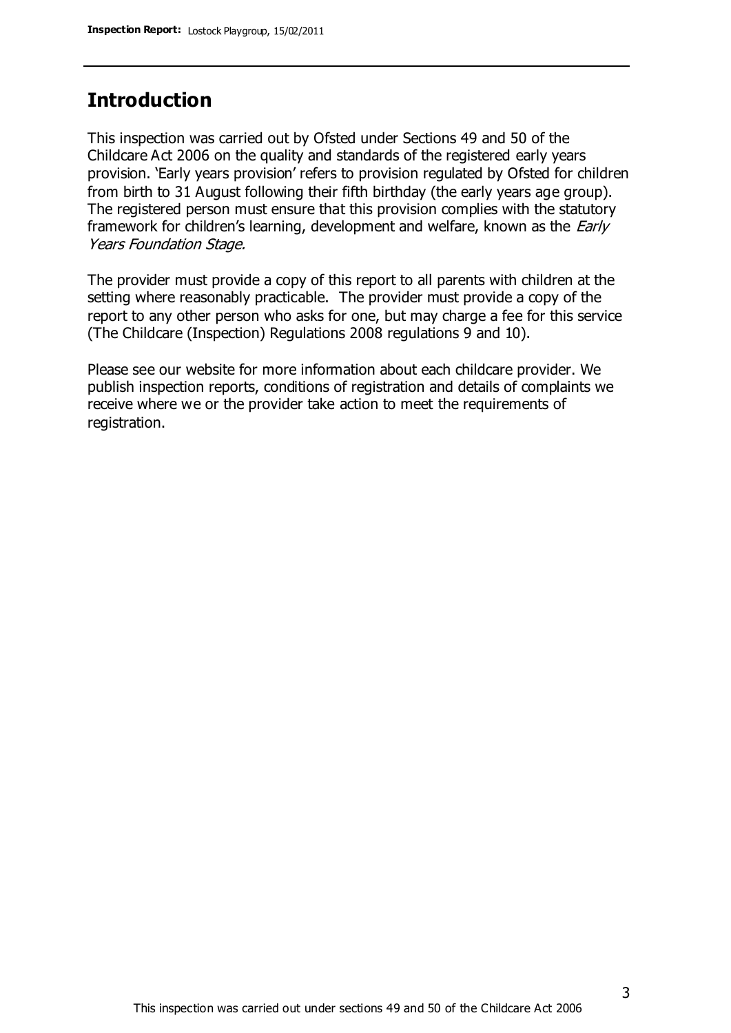## Introduction

This inspection was carried out by Ofsted under Sections 49 and 50 of the Childcare Act 2006 on the quality and standards of the registered early years provision. 'Early years provision' refers to provision regulated by Ofsted for children from birth to 31 August following their fifth birthday (the early years age group). The registered person must ensure that this provision complies with the statutory framework for children's learning, development and welfare, known as the *Early Years Foundation Stage.*

The provider must provide a copy of this report to all parents with children at the setting where reasonably practicable. The provider must provide a copy of the report to any other person who asks for one, but may charge a fee for this service (The Childcare (Inspection) Regulations 2008 regulations 9 and 10).

Please see our website for more information about each childcare provider. We publish inspection reports, conditions of registration and details of complaints we receive where we or the provider take action to meet the requirements of registration.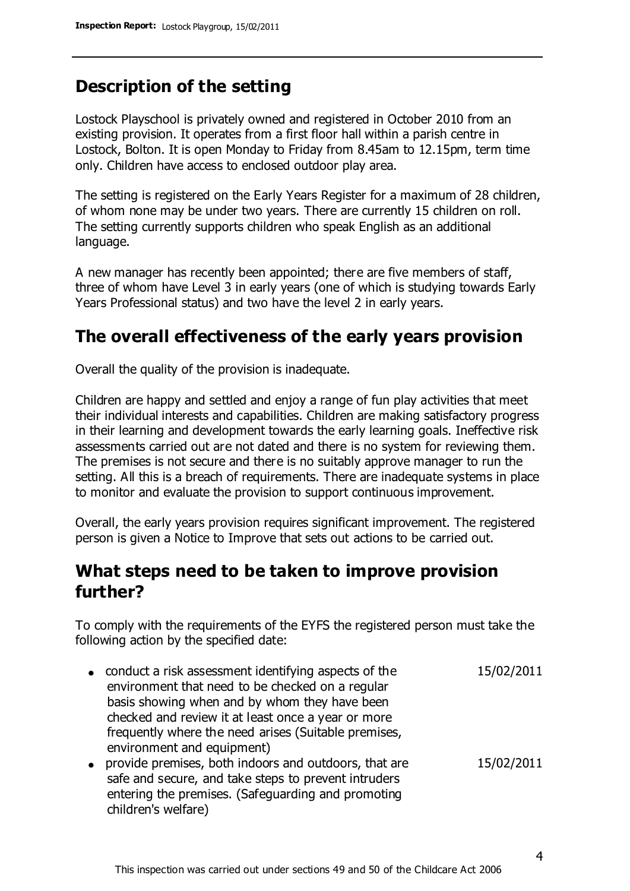## Description of the setting

Lostock Playschool is privately owned and registered in October 2010 from an existing provision. It operates from a first floor hall within a parish centre in Lostock, Bolton. It is open Monday to Friday from 8.45am to 12.15pm, term time only. Children have access to enclosed outdoor play area.

The setting is registered on the Early Years Register for a maximum of 28 children, of whom none may be under two years. There are currently 15 children on roll. The setting currently supports children who speak English as an additional language.

A new manager has recently been appointed; there are five members of staff, three of whom have Level 3 in early years (one of which is studying towards Early Years Professional status) and two have the level 2 in early years.

## The overall effectiveness of the early years provision

Overall the quality of the provision is inadequate.

Children are happy and settled and enjoy a range of fun play activities that meet their individual interests and capabilities. Children are making satisfactory progress in their learning and development towards the early learning goals. Ineffective risk assessments carried out are not dated and there is no system for reviewing them. The premises is not secure and there is no suitably approve manager to run the setting. All this is a breach of requirements. There are inadequate systems in place to monitor and evaluate the provision to support continuous improvement.

Overall, the early years provision requires significant improvement. The registered person is given a Notice to Improve that sets out actions to be carried out.

## What steps need to be taken to improve provision further?

To comply with the requirements of the EYFS the registered person must take the following action by the specified date:

| | |
|---|---|
| • conduct a risk assessment identifying aspects of the environment that need to be checked on a regular basis showing when and by whom they have been checked and review it at least once a year or more frequently where the need arises (Suitable premises, environment and equipment) | 15/02/2011 |
| • provide premises, both indoors and outdoors, that are safe and secure, and take steps to prevent intruders entering the premises. (Safeguarding and promoting children's welfare) | 15/02/2011 |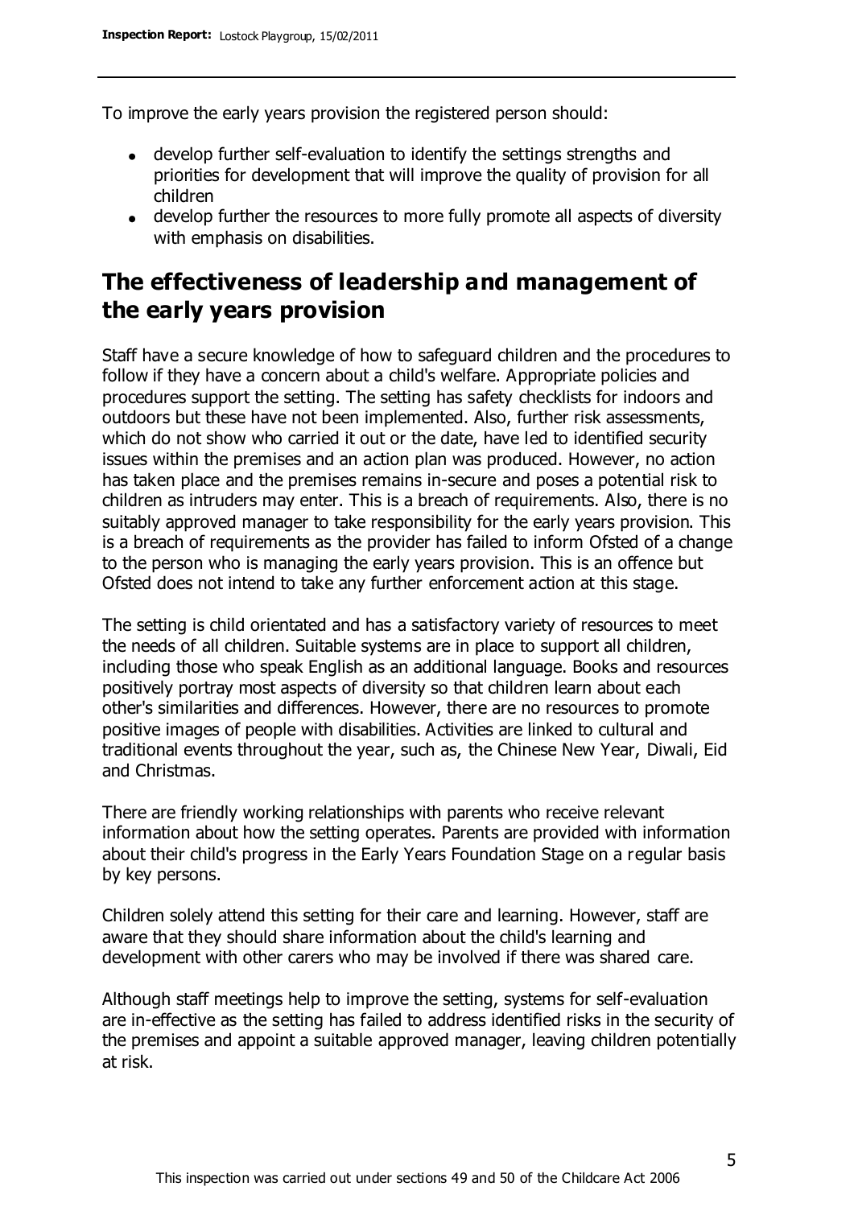To improve the early years provision the registered person should:

- develop further self-evaluation to identify the settings strengths and priorities for development that will improve the quality of provision for all children
- develop further the resources to more fully promote all aspects of diversity with emphasis on disabilities.

## The effectiveness of leadership and management of the early years provision

Staff have a secure knowledge of how to safeguard children and the procedures to follow if they have a concern about a child's welfare. Appropriate policies and procedures support the setting. The setting has safety checklists for indoors and outdoors but these have not been implemented. Also, further risk assessments, which do not show who carried it out or the date, have led to identified security issues within the premises and an action plan was produced. However, no action has taken place and the premises remains in-secure and poses a potential risk to children as intruders may enter. This is a breach of requirements. Also, there is no suitably approved manager to take responsibility for the early years provision. This is a breach of requirements as the provider has failed to inform Ofsted of a change to the person who is managing the early years provision. This is an offence but Ofsted does not intend to take any further enforcement action at this stage.

The setting is child orientated and has a satisfactory variety of resources to meet the needs of all children. Suitable systems are in place to support all children, including those who speak English as an additional language. Books and resources positively portray most aspects of diversity so that children learn about each other's similarities and differences. However, there are no resources to promote positive images of people with disabilities. Activities are linked to cultural and traditional events throughout the year, such as, the Chinese New Year, Diwali, Eid and Christmas.

There are friendly working relationships with parents who receive relevant information about how the setting operates. Parents are provided with information about their child's progress in the Early Years Foundation Stage on a regular basis by key persons.

Children solely attend this setting for their care and learning. However, staff are aware that they should share information about the child's learning and development with other carers who may be involved if there was shared care.

Although staff meetings help to improve the setting, systems for self-evaluation are in-effective as the setting has failed to address identified risks in the security of the premises and appoint a suitable approved manager, leaving children potentially at risk.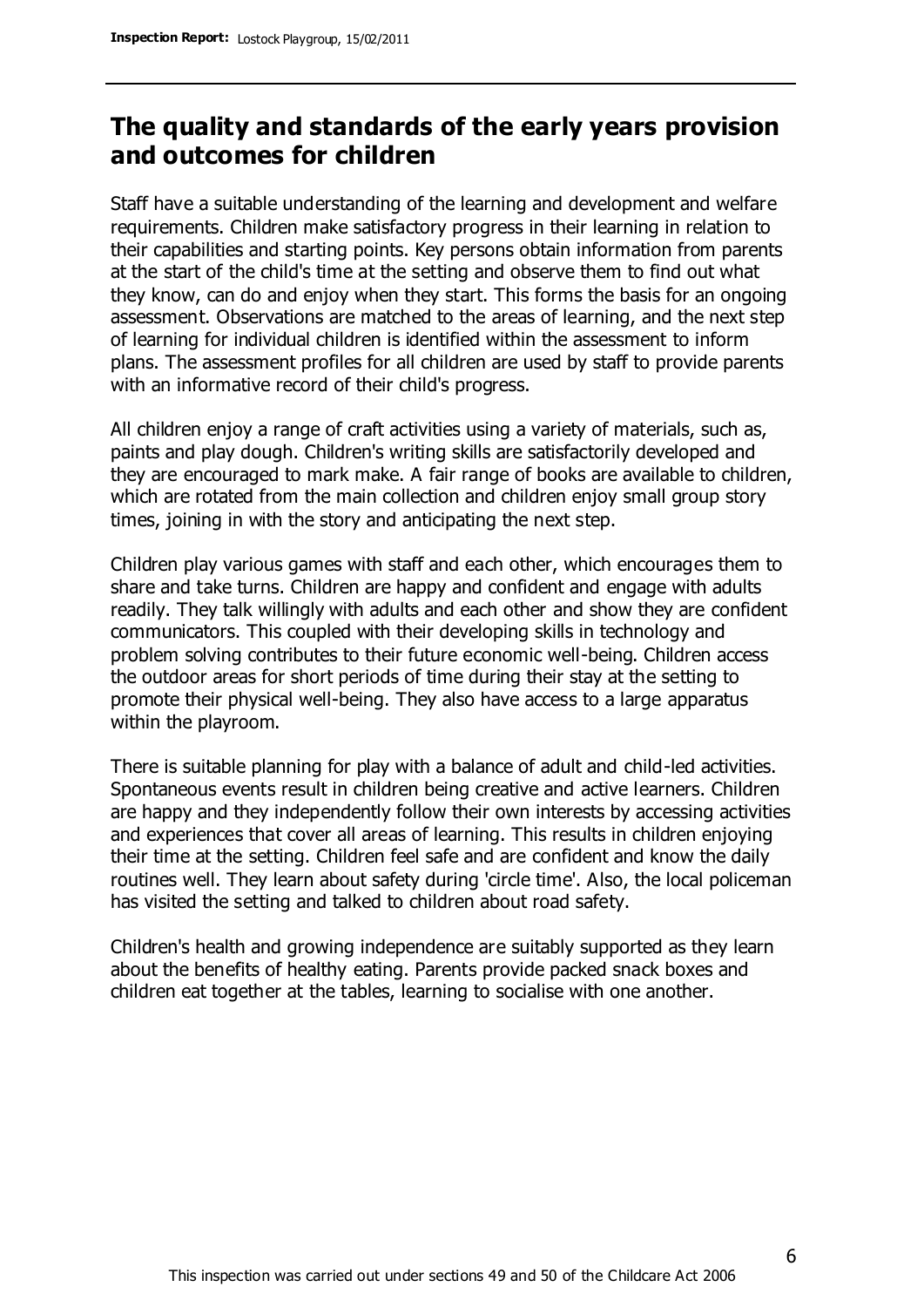## The quality and standards of the early years provision and outcomes for children

Staff have a suitable understanding of the learning and development and welfare requirements. Children make satisfactory progress in their learning in relation to their capabilities and starting points. Key persons obtain information from parents at the start of the child's time at the setting and observe them to find out what they know, can do and enjoy when they start. This forms the basis for an ongoing assessment. Observations are matched to the areas of learning, and the next step of learning for individual children is identified within the assessment to inform plans. The assessment profiles for all children are used by staff to provide parents with an informative record of their child's progress.

All children enjoy a range of craft activities using a variety of materials, such as, paints and play dough. Children's writing skills are satisfactorily developed and they are encouraged to mark make. A fair range of books are available to children, which are rotated from the main collection and children enjoy small group story times, joining in with the story and anticipating the next step.

Children play various games with staff and each other, which encourages them to share and take turns. Children are happy and confident and engage with adults readily. They talk willingly with adults and each other and show they are confident communicators. This coupled with their developing skills in technology and problem solving contributes to their future economic well-being. Children access the outdoor areas for short periods of time during their stay at the setting to promote their physical well-being. They also have access to a large apparatus within the playroom.

There is suitable planning for play with a balance of adult and child-led activities. Spontaneous events result in children being creative and active learners. Children are happy and they independently follow their own interests by accessing activities and experiences that cover all areas of learning. This results in children enjoying their time at the setting. Children feel safe and are confident and know the daily routines well. They learn about safety during 'circle time'. Also, the local policeman has visited the setting and talked to children about road safety.

Children's health and growing independence are suitably supported as they learn about the benefits of healthy eating. Parents provide packed snack boxes and children eat together at the tables, learning to socialise with one another.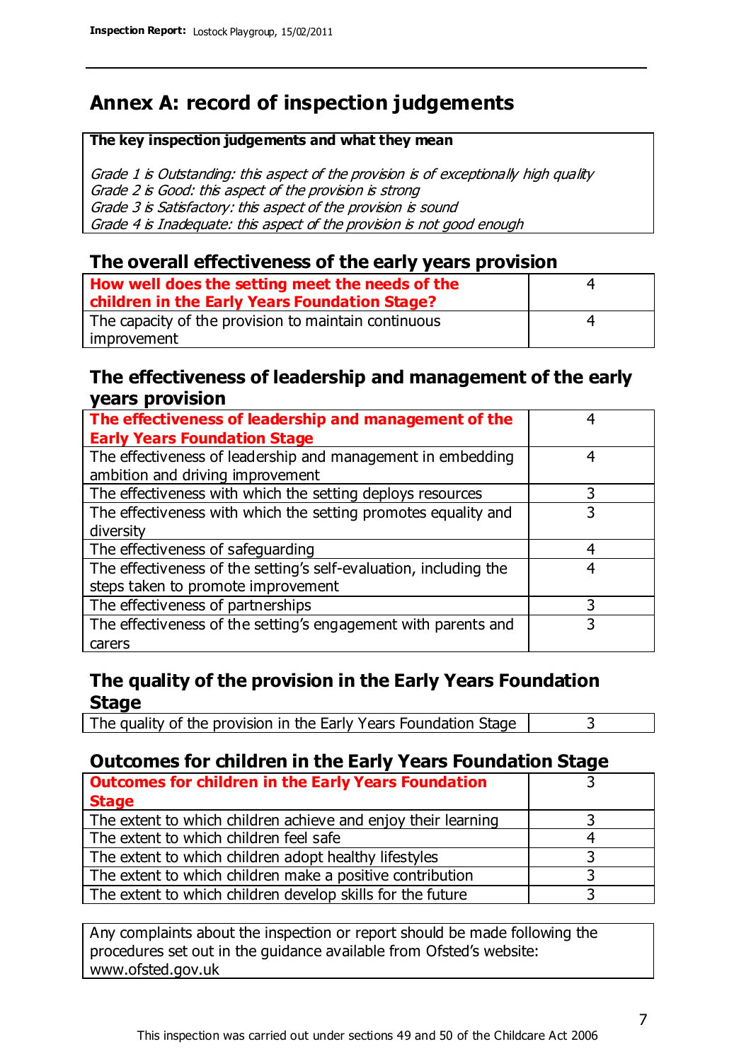## Annex A: record of inspection judgements

| The key inspection judgements and what they mean |
|---|
| *Grade 1 is Outstanding: this aspect of the provision is of exceptionally high quality*<br>*Grade 2 is Good: this aspect of the provision is strong*<br>*Grade 3 is Satisfactory: this aspect of the provision is sound*<br>*Grade 4 is Inadequate: this aspect of the provision is not good enough* |

### The overall effectiveness of the early years provision

| | |
|---|---|
| **How well does the setting meet the needs of the children in the Early Years Foundation Stage?** | 4 |
| The capacity of the provision to maintain continuous improvement | 4 |

### The effectiveness of leadership and management of the early years provision

| | |
|---|---|
| **The effectiveness of leadership and management of the Early Years Foundation Stage** | 4 |
| The effectiveness of leadership and management in embedding ambition and driving improvement | 4 |
| The effectiveness with which the setting deploys resources | 3 |
| The effectiveness with which the setting promotes equality and diversity | 3 |
| The effectiveness of safeguarding | 4 |
| The effectiveness of the setting's self-evaluation, including the steps taken to promote improvement | 4 |
| The effectiveness of partnerships | 3 |
| The effectiveness of the setting's engagement with parents and carers | 3 |

### The quality of the provision in the Early Years Foundation Stage

| | |
|---|---|
| The quality of the provision in the Early Years Foundation Stage | 3 |

### Outcomes for children in the Early Years Foundation Stage

| | |
|---|---|
| **Outcomes for children in the Early Years Foundation Stage** | 3 |
| The extent to which children achieve and enjoy their learning | 3 |
| The extent to which children feel safe | 4 |
| The extent to which children adopt healthy lifestyles | 3 |
| The extent to which children make a positive contribution | 3 |
| The extent to which children develop skills for the future | 3 |

Any complaints about the inspection or report should be made following the procedures set out in the guidance available from Ofsted's website: www.ofsted.gov.uk

This inspection was carried out under sections 49 and 50 of the Childcare Act 2006